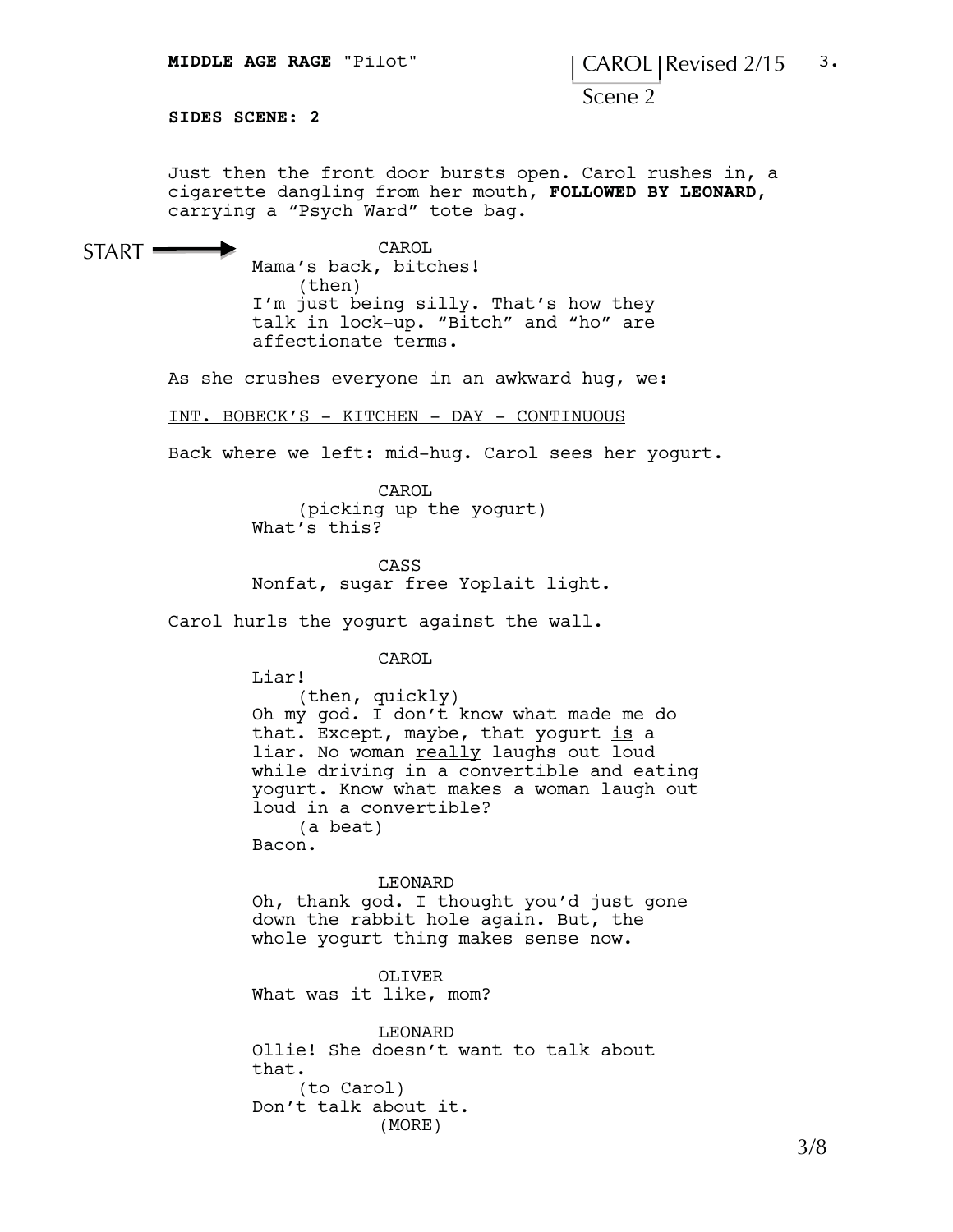**SIDES SCENE: 2**

CAROL | Scene 2

Just then the front door bursts open. Carol rushes in, a cigarette dangling from her mouth, **FOLLOWED BY LEONARD**, carrying a "Psych Ward" tote bag.

START →

CAROL
Mama's back, bitches!
(then)
I'm just being silly. That's how they talk in lock-up. "Bitch" and "ho" are affectionate terms.

As she crushes everyone in an awkward hug, we:

INT. BOBECK'S - KITCHEN - DAY - CONTINUOUS

Back where we left: mid-hug. Carol sees her yogurt.

CAROL
(picking up the yogurt)
What's this?

CASS
Nonfat, sugar free Yoplait light.

Carol hurls the yogurt against the wall.

CAROL
Liar!
(then, quickly)
Oh my god. I don't know what made me do that. Except, maybe, that yogurt is a liar. No woman really laughs out loud while driving in a convertible and eating yogurt. Know what makes a woman laugh out loud in a convertible?
(a beat)
Bacon.

LEONARD
Oh, thank god. I thought you'd just gone down the rabbit hole again. But, the whole yogurt thing makes sense now.

OLIVER
What was it like, mom?

LEONARD
Ollie! She doesn't want to talk about that.
(to Carol)
Don't talk about it.
(MORE)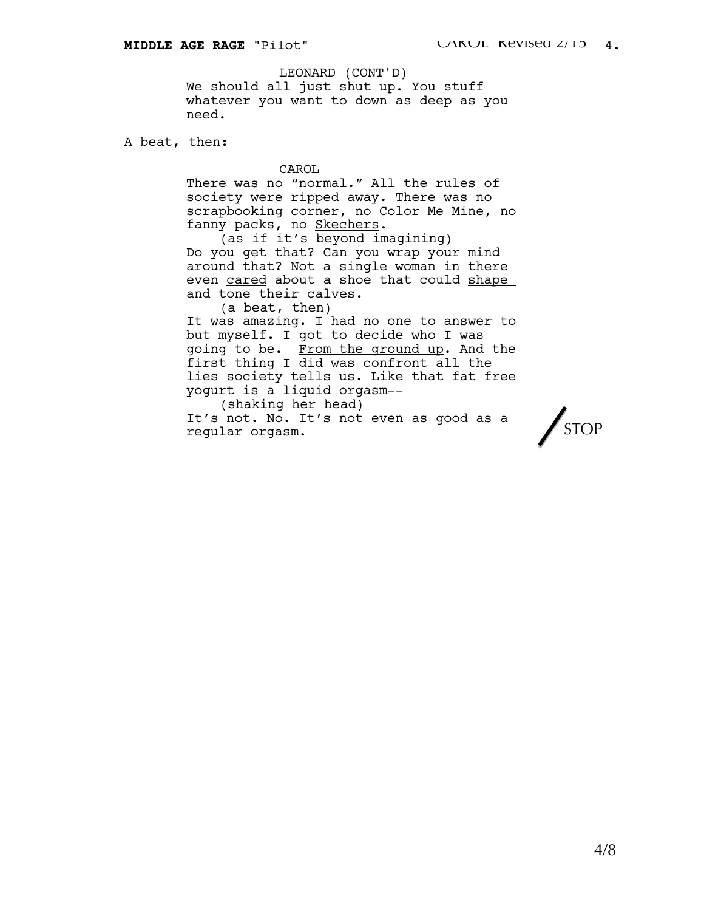LEONARD (CONT'D)
We should all just shut up. You stuff whatever you want to down as deep as you need.

A beat, then:

CAROL
There was no "normal." All the rules of society were ripped away. There was no scrapbooking corner, no Color Me Mine, no fanny packs, no Skechers.
(as if it's beyond imagining)
Do you get that? Can you wrap your mind around that? Not a single woman in there even cared about a shoe that could shape and tone their calves.
(a beat, then)
It was amazing. I had no one to answer to but myself. I got to decide who I was going to be. From the ground up. And the first thing I did was confront all the lies society tells us. Like that fat free yogurt is a liquid orgasm--
(shaking her head)
It's not. No. It's not even as good as a regular orgasm.

/STOP